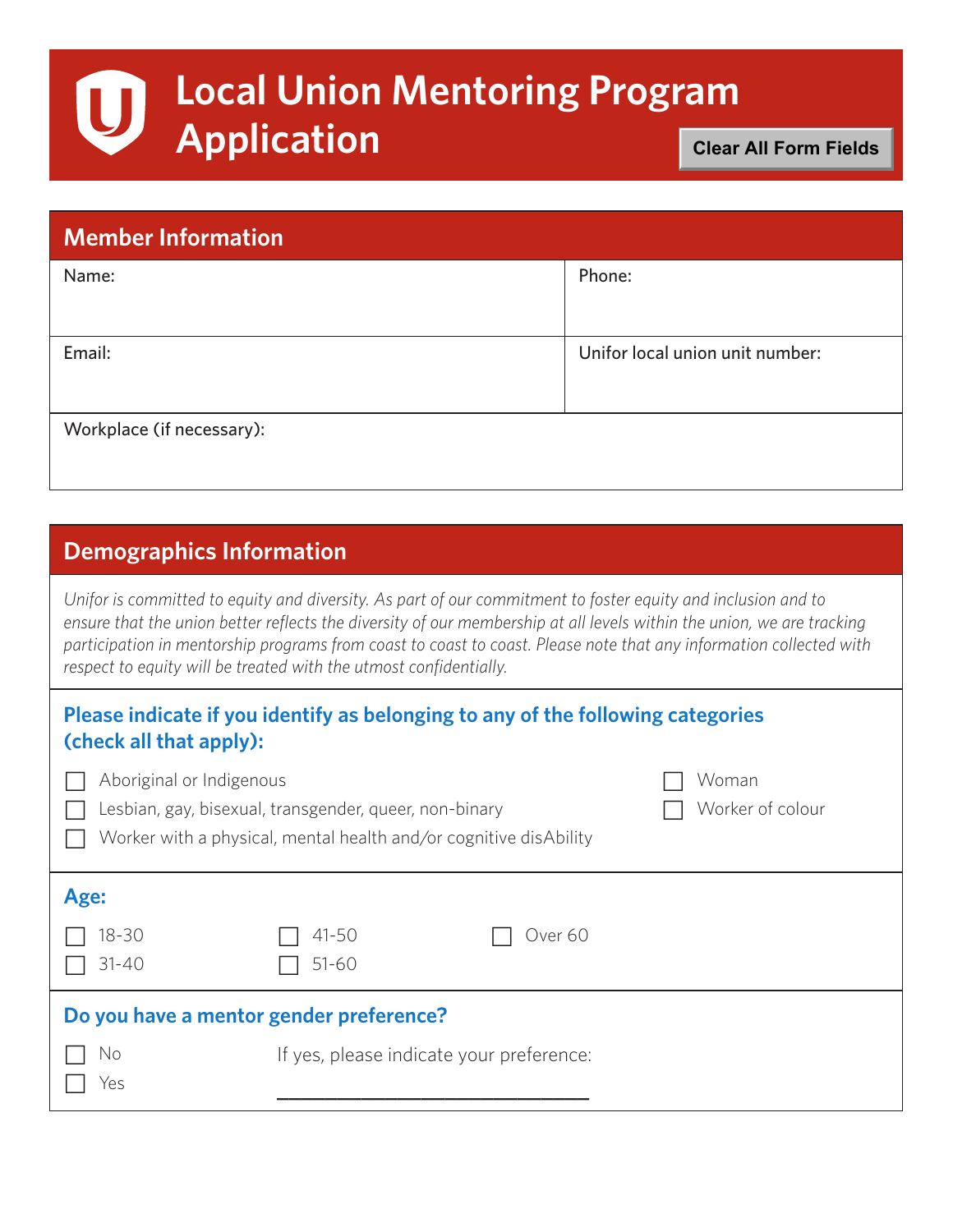# Local Union Mentoring Program Application

Clear All Form Fields

## Member Information

| Name: | Phone: |
| --- | --- |
| Email: | Unifor local union unit number: |
| Workplace (if necessary): | |

## Demographics Information

*Unifor is committed to equity and diversity. As part of our commitment to foster equity and inclusion and to ensure that the union better reflects the diversity of our membership at all levels within the union, we are tracking participation in mentorship programs from coast to coast to coast. Please note that any information collected with respect to equity will be treated with the utmost confidentially.*

### Please indicate if you identify as belonging to any of the following categories (check all that apply):

- ☐ Aboriginal or Indigenous
- ☐ Lesbian, gay, bisexual, transgender, queer, non-binary
- ☐ Worker with a physical, mental health and/or cognitive disAbility
- ☐ Woman
- ☐ Worker of colour

### Age:

- ☐ 18-30
- ☐ 31-40
- ☐ 41-50
- ☐ 51-60
- ☐ Over 60

### Do you have a mentor gender preference?

- ☐ No
- ☐ Yes

If yes, please indicate your preference: ______________________________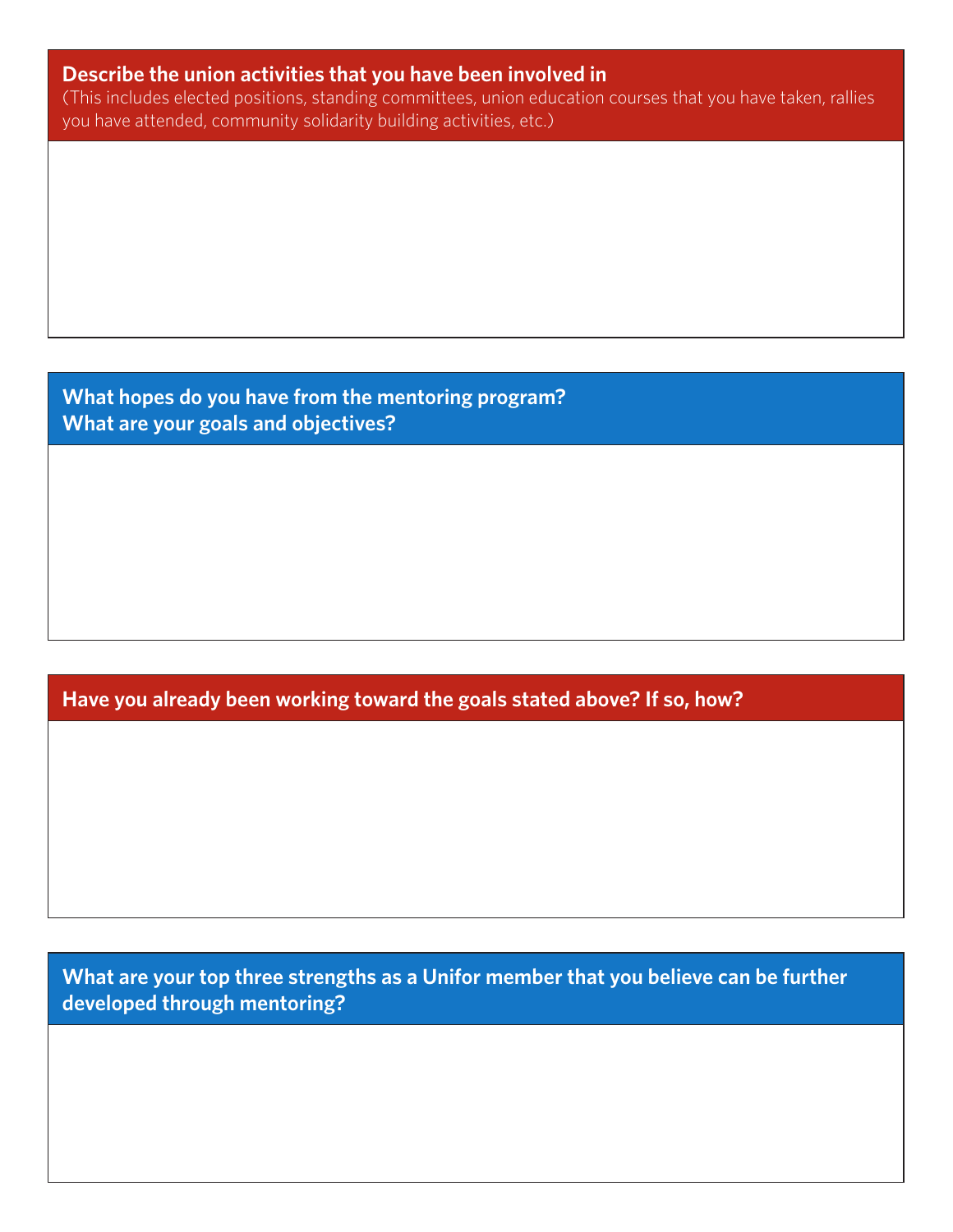**Describe the union activities that you have been involved in**
(This includes elected positions, standing committees, union education courses that you have taken, rallies you have attended, community solidarity building activities, etc.)

**What hopes do you have from the mentoring program?**
**What are your goals and objectives?**

**Have you already been working toward the goals stated above? If so, how?**

**What are your top three strengths as a Unifor member that you believe can be further developed through mentoring?**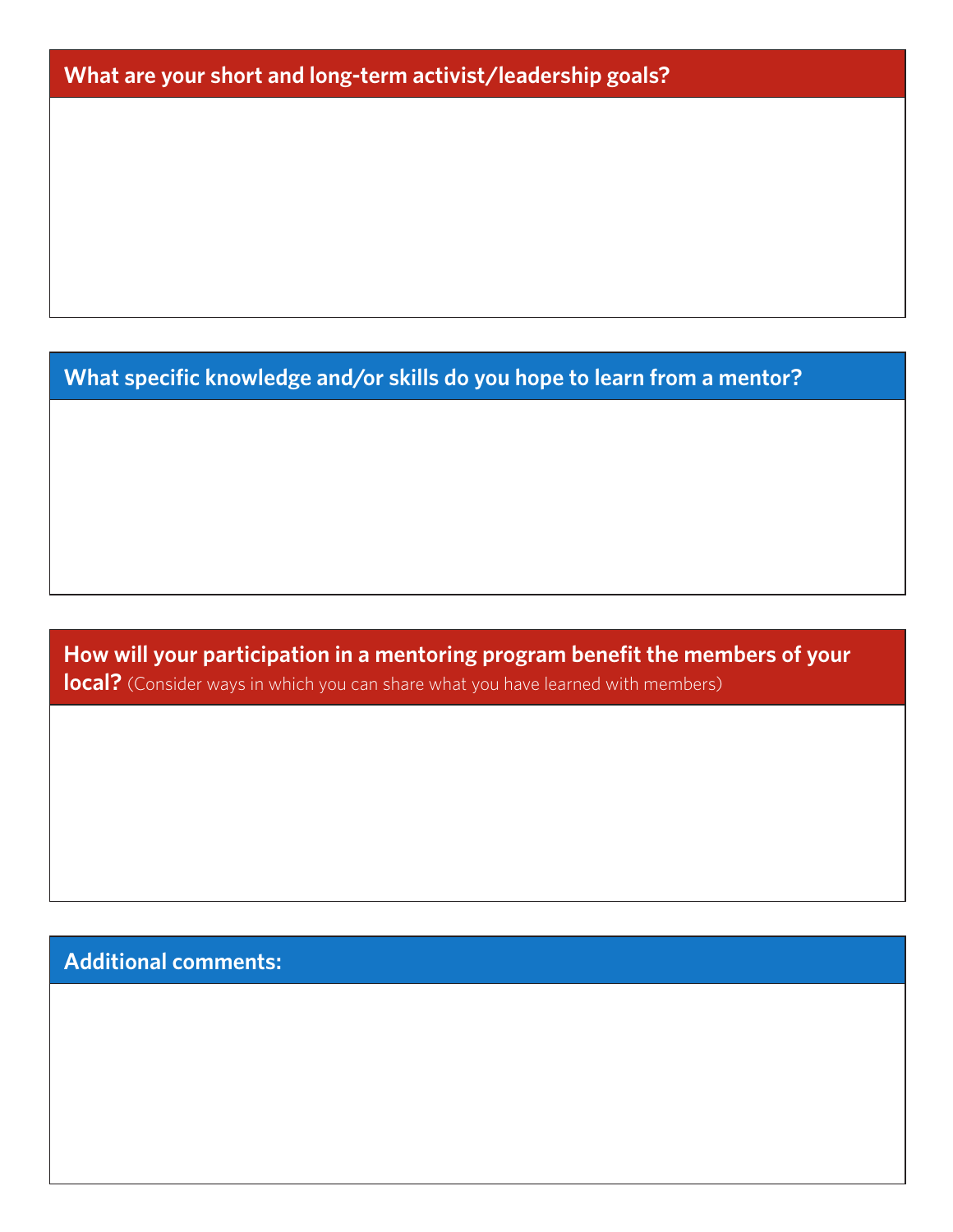**What are your short and long-term activist/leadership goals?**

**What specific knowledge and/or skills do you hope to learn from a mentor?**

**How will your participation in a mentoring program benefit the members of your local?** (Consider ways in which you can share what you have learned with members)

**Additional comments:**